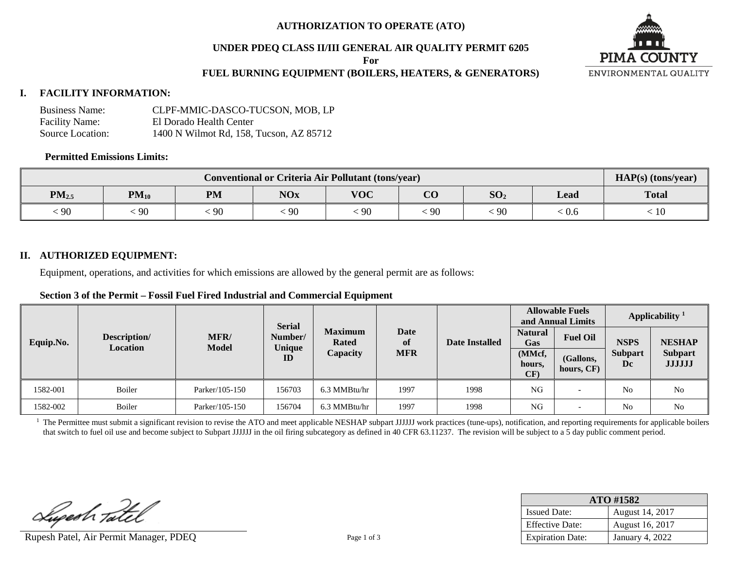**AUTHORIZATION TO OPERATE (ATO)**

**UNDER PDEQ CLASS II/III GENERAL AIR QUALITY PERMIT 6205**

**For**

**FUEL BURNING EQUIPMENT (BOILERS, HEATERS, & GENERATORS)**

PIMA COUNTY ENVIRONMENTAL QUALITY

## I. FACILITY INFORMATION:

Business Name: CLPF-MMIC-DASCO-TUCSON, MOB, LP
Facility Name: El Dorado Health Center
Source Location: 1400 N Wilmot Rd, 158, Tucson, AZ 85712

**Permitted Emissions Limits:**

| Conventional or Criteria Air Pollutant (tons/year) | | | | | | | | HAP(s) (tons/year) |
|---|---|---|---|---|---|---|---|---|
| $PM_{2.5}$ | $PM_{10}$ | PM | NOx | VOC | CO | $SO_2$ | Lead | Total |
| < 90 | < 90 | < 90 | < 90 | < 90 | < 90 | < 90 | < 0.6 | < 10 |

## II. AUTHORIZED EQUIPMENT:

Equipment, operations, and activities for which emissions are allowed by the general permit are as follows:

**Section 3 of the Permit – Fossil Fuel Fired Industrial and Commercial Equipment**

| Equip.No. | Description/ Location | MFR/ Model | Serial Number/ Unique ID | Maximum Rated Capacity | Date of MFR | Date Installed | Allowable Fuels and Annual Limits | | Applicability [1] | |
|---|---|---|---|---|---|---|---|---|---|---|
| | | | | | | | Natural Gas (MMcf, hours, CF) | Fuel Oil (Gallons, hours, CF) | NSPS Subpart Dc | NESHAP Subpart JJJJJJ |
| 1582-001 | Boiler | Parker/105-150 | 156703 | 6.3 MMBtu/hr | 1997 | 1998 | NG | - | No | No |
| 1582-002 | Boiler | Parker/105-150 | 156704 | 6.3 MMBtu/hr | 1997 | 1998 | NG | - | No | No |

[1] The Permittee must submit a significant revision to revise the ATO and meet applicable NESHAP subpart JJJJJJ work practices (tune-ups), notification, and reporting requirements for applicable boilers that switch to fuel oil use and become subject to Subpart JJJJJJ in the oil firing subcategory as defined in 40 CFR 63.11237. The revision will be subject to a 5 day public comment period.

Rupesh Patel, Air Permit Manager, PDEQ

| ATO #1582 | |
|---|---|
| Issued Date: | August 14, 2017 |
| Effective Date: | August 16, 2017 |
| Expiration Date: | January 4, 2022 |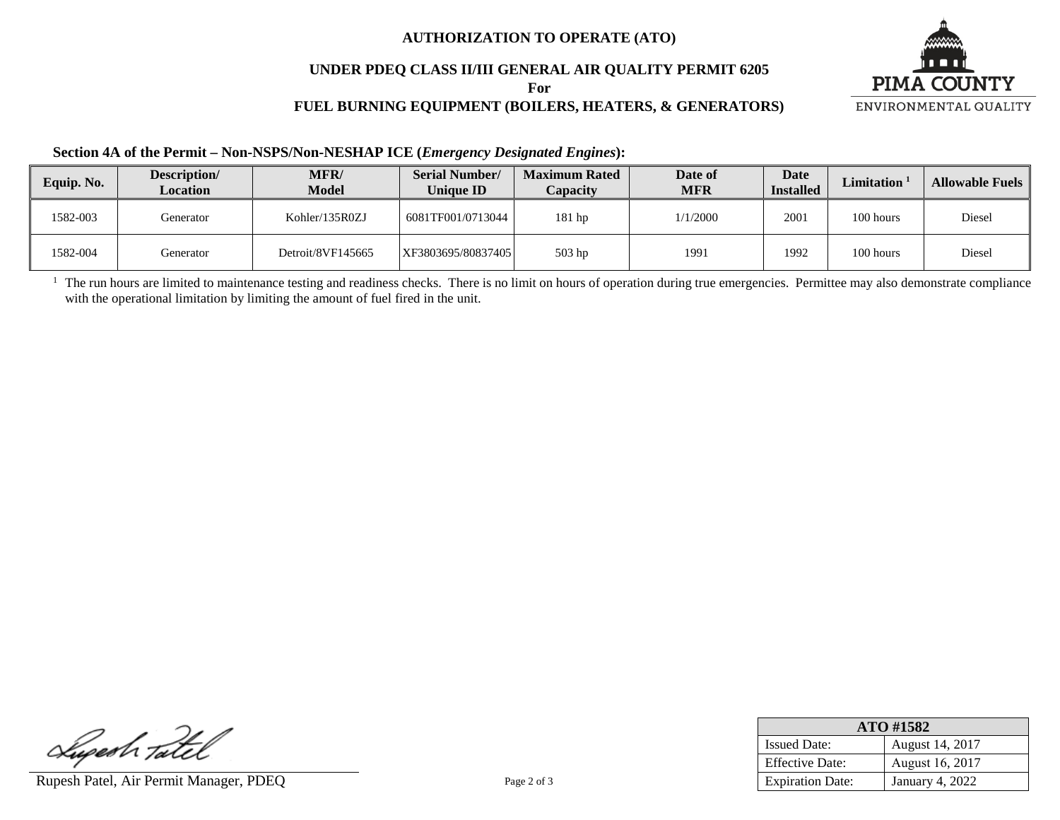**AUTHORIZATION TO OPERATE (ATO)**

**UNDER PDEQ CLASS II/III GENERAL AIR QUALITY PERMIT 6205**

**For**

**FUEL BURNING EQUIPMENT (BOILERS, HEATERS, & GENERATORS)**

PIMA COUNTY ENVIRONMENTAL QUALITY

**Section 4A of the Permit – Non-NSPS/Non-NESHAP ICE (*Emergency Designated Engines*):**

| Equip. No. | Description/ Location | MFR/ Model | Serial Number/ Unique ID | Maximum Rated Capacity | Date of MFR | Date Installed | Limitation [1] | Allowable Fuels |
|---|---|---|---|---|---|---|---|---|
| 1582-003 | Generator | Kohler/135R0ZJ | 6081TF001/0713044 | 181 hp | 1/1/2000 | 2001 | 100 hours | Diesel |
| 1582-004 | Generator | Detroit/8VF145665 | XF3803695/80837405 | 503 hp | 1991 | 1992 | 100 hours | Diesel |

[1] The run hours are limited to maintenance testing and readiness checks. There is no limit on hours of operation during true emergencies. Permittee may also demonstrate compliance with the operational limitation by limiting the amount of fuel fired in the unit.

Rupesh Patel, Air Permit Manager, PDEQ

| ATO #1582 | |
|---|---|
| Issued Date: | August 14, 2017 |
| Effective Date: | August 16, 2017 |
| Expiration Date: | January 4, 2022 |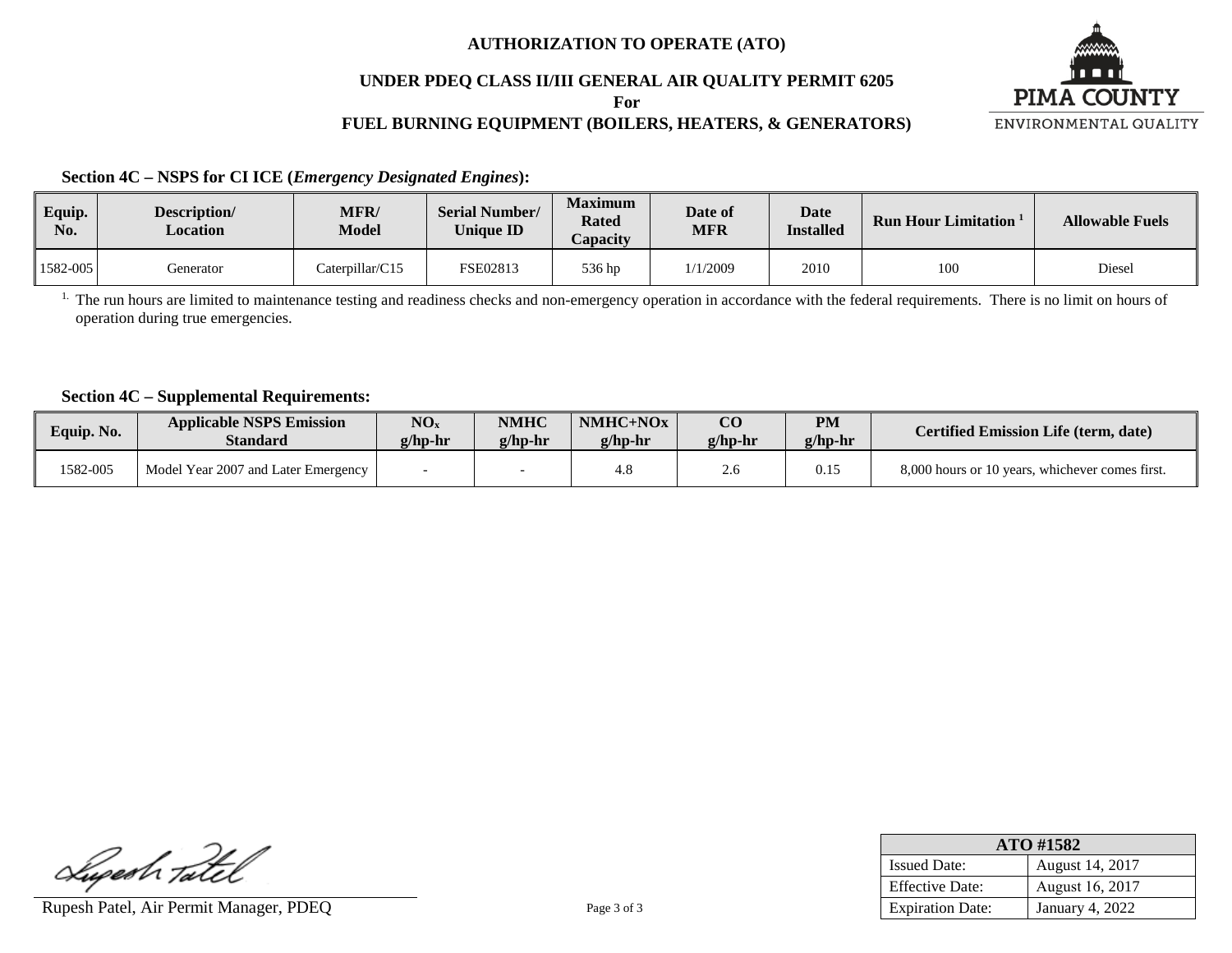**AUTHORIZATION TO OPERATE (ATO)**

**UNDER PDEQ CLASS II/III GENERAL AIR QUALITY PERMIT 6205**

**For**

**FUEL BURNING EQUIPMENT (BOILERS, HEATERS, & GENERATORS)**

PIMA COUNTY
ENVIRONMENTAL QUALITY

**Section 4C – NSPS for CI ICE (*Emergency Designated Engines*):**

| Equip. No. | Description/ Location | MFR/ Model | Serial Number/ Unique ID | Maximum Rated Capacity | Date of MFR | Date Installed | Run Hour Limitation [1] | Allowable Fuels |
|---|---|---|---|---|---|---|---|---|
| 1582-005 | Generator | Caterpillar/C15 | FSE02813 | 536 hp | 1/1/2009 | 2010 | 100 | Diesel |

[1] The run hours are limited to maintenance testing and readiness checks and non-emergency operation in accordance with the federal requirements. There is no limit on hours of operation during true emergencies.

**Section 4C – Supplemental Requirements:**

| Equip. No. | Applicable NSPS Emission Standard | $NO_x$ g/hp-hr | NMHC g/hp-hr | NMHC+NOx g/hp-hr | CO g/hp-hr | PM g/hp-hr | Certified Emission Life (term, date) |
|---|---|---|---|---|---|---|---|
| 1582-005 | Model Year 2007 and Later Emergency | - | - | 4.8 | 2.6 | 0.15 | 8,000 hours or 10 years, whichever comes first. |

Rupesh Patel, Air Permit Manager, PDEQ

| ATO #1582 | |
|---|---|
| Issued Date: | August 14, 2017 |
| Effective Date: | August 16, 2017 |
| Expiration Date: | January 4, 2022 |